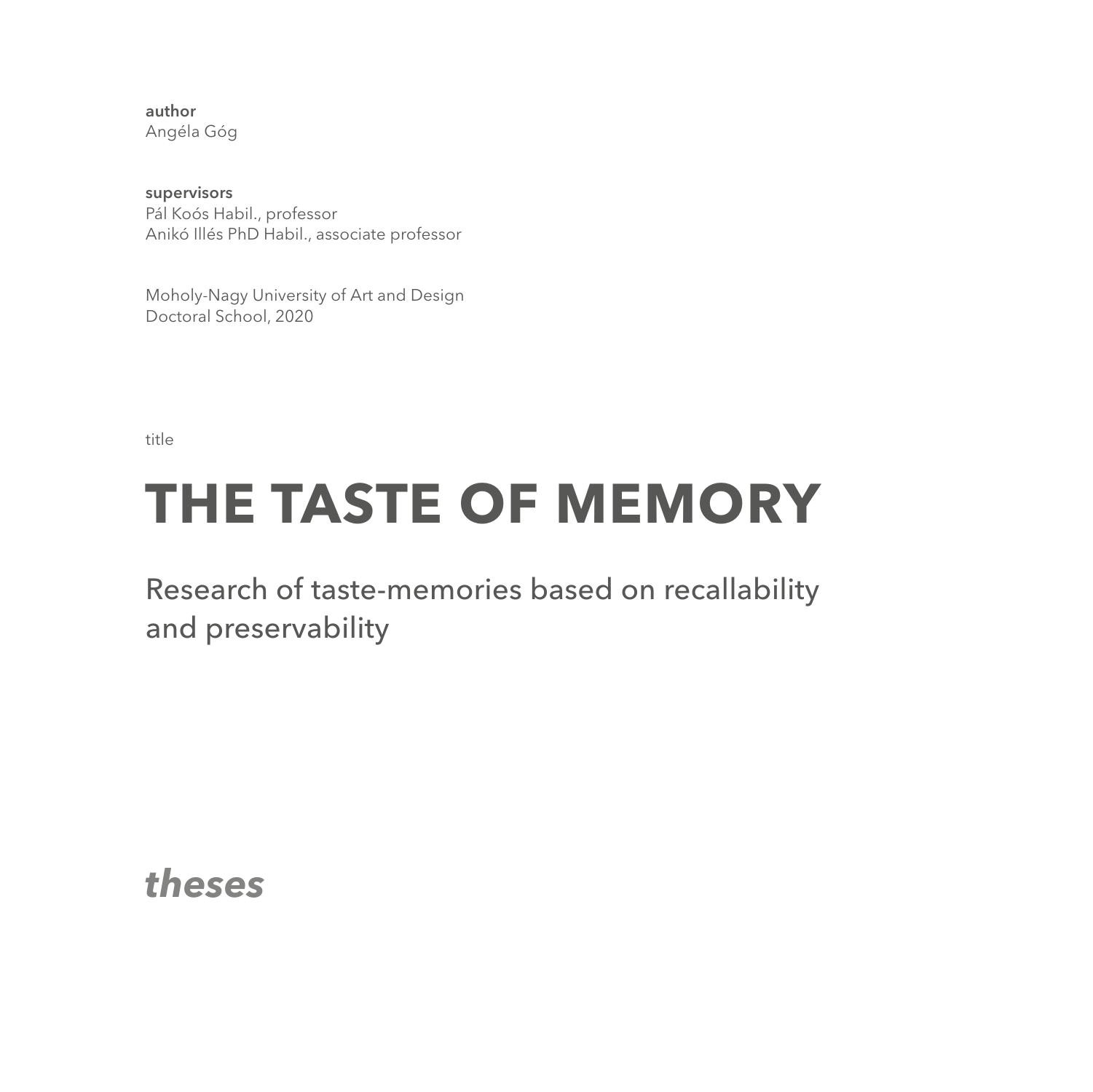**author**
Angéla Góg

**supervisors**
Pál Koós Habil., professor
Anikó Illés PhD Habil., associate professor

Moholy-Nagy University of Art and Design
Doctoral School, 2020

title

# THE TASTE OF MEMORY

## Research of taste-memories based on recallability and preservability

***theses***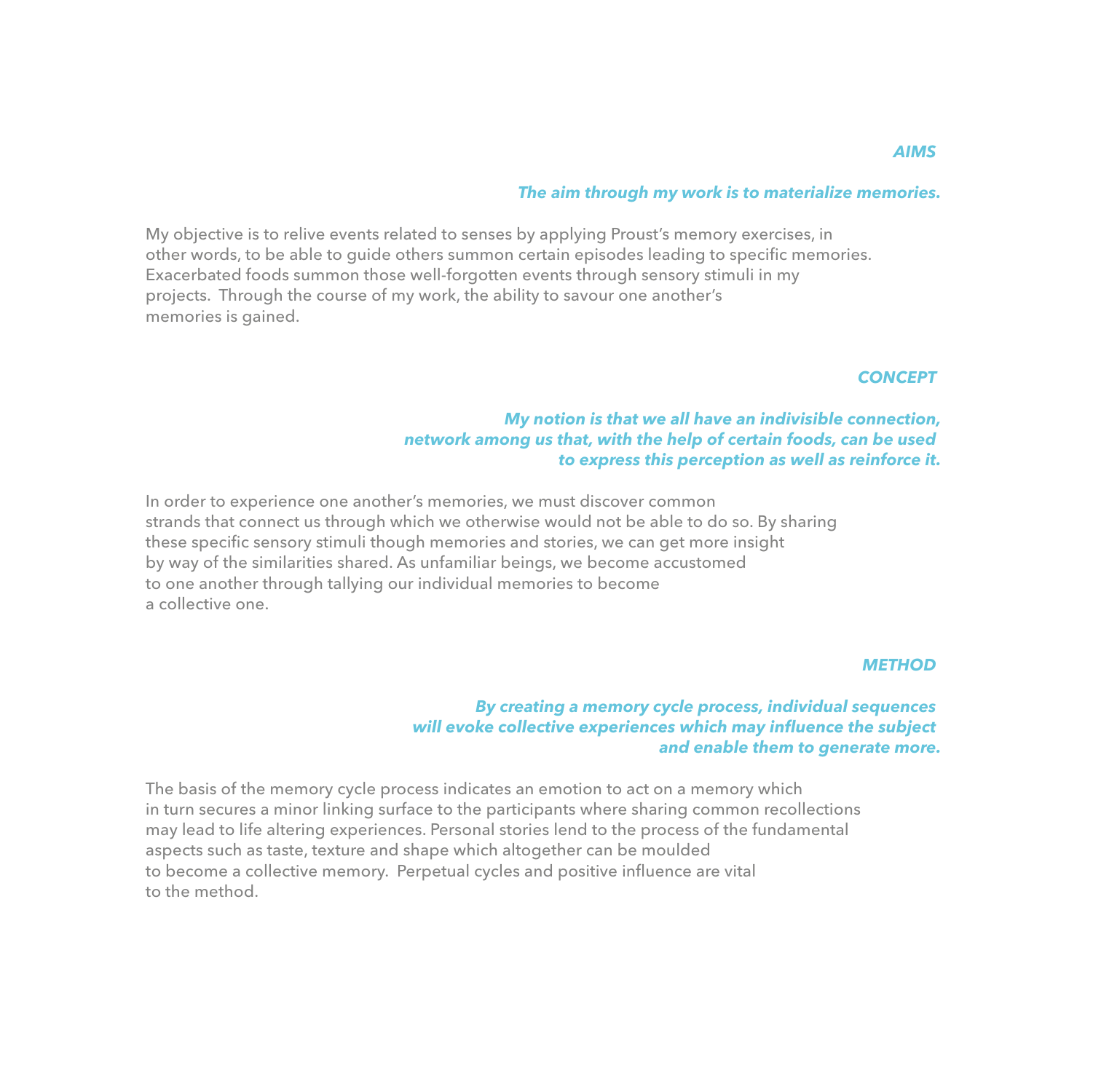## *AIMS*

***The aim through my work is to materialize memories.***

My objective is to relive events related to senses by applying Proust's memory exercises, in other words, to be able to guide others summon certain episodes leading to specific memories. Exacerbated foods summon those well-forgotten events through sensory stimuli in my projects. Through the course of my work, the ability to savour one another's memories is gained.

## *CONCEPT*

***My notion is that we all have an indivisible connection, network among us that, with the help of certain foods, can be used to express this perception as well as reinforce it.***

In order to experience one another's memories, we must discover common strands that connect us through which we otherwise would not be able to do so. By sharing these specific sensory stimuli though memories and stories, we can get more insight by way of the similarities shared. As unfamiliar beings, we become accustomed to one another through tallying our individual memories to become a collective one.

## *METHOD*

***By creating a memory cycle process, individual sequences will evoke collective experiences which may influence the subject and enable them to generate more.***

The basis of the memory cycle process indicates an emotion to act on a memory which in turn secures a minor linking surface to the participants where sharing common recollections may lead to life altering experiences. Personal stories lend to the process of the fundamental aspects such as taste, texture and shape which altogether can be moulded to become a collective memory. Perpetual cycles and positive influence are vital to the method.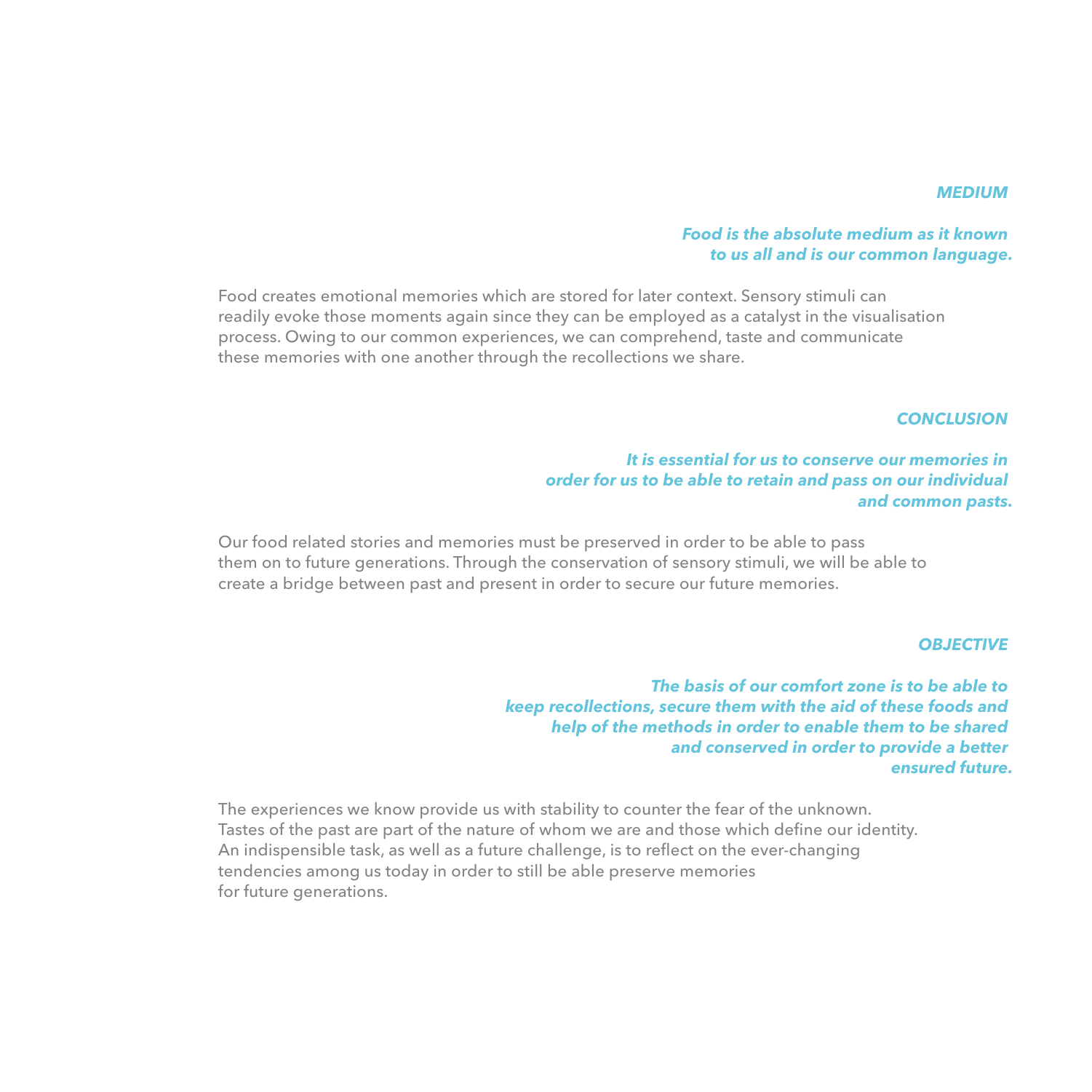## *MEDIUM*

***Food is the absolute medium as it known to us all and is our common language.***

Food creates emotional memories which are stored for later context. Sensory stimuli can readily evoke those moments again since they can be employed as a catalyst in the visualisation process. Owing to our common experiences, we can comprehend, taste and communicate these memories with one another through the recollections we share.

## *CONCLUSION*

***It is essential for us to conserve our memories in order for us to be able to retain and pass on our individual and common pasts.***

Our food related stories and memories must be preserved in order to be able to pass them on to future generations. Through the conservation of sensory stimuli, we will be able to create a bridge between past and present in order to secure our future memories.

## *OBJECTIVE*

***The basis of our comfort zone is to be able to keep recollections, secure them with the aid of these foods and help of the methods in order to enable them to be shared and conserved in order to provide a better ensured future.***

The experiences we know provide us with stability to counter the fear of the unknown. Tastes of the past are part of the nature of whom we are and those which define our identity. An indispensible task, as well as a future challenge, is to reflect on the ever-changing tendencies among us today in order to still be able preserve memories for future generations.